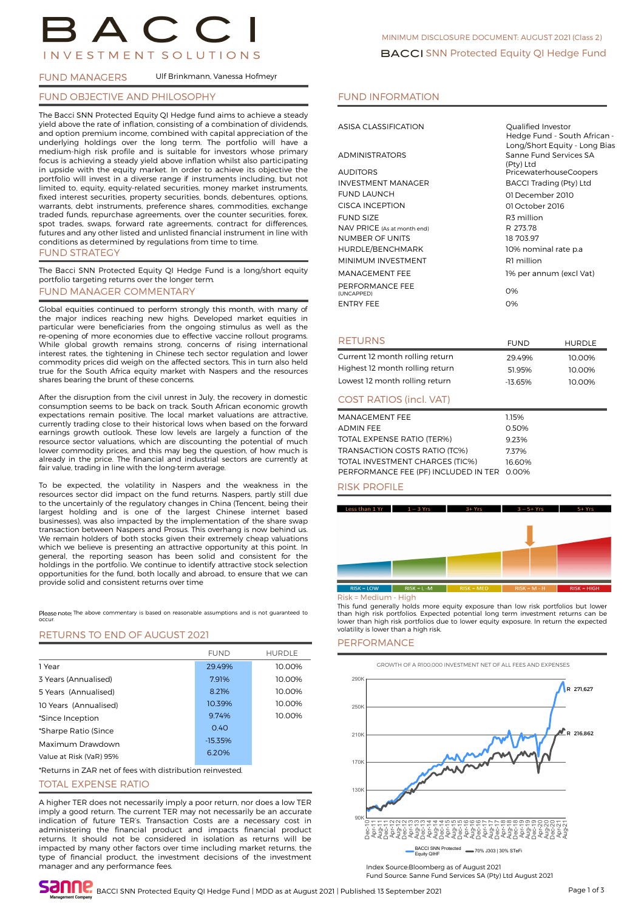# BACCI INVESTMENT SOLUTIONS

MINIMUM DISCLOSURE DOCUMENT: AUGUST 2021 (Class 2)

## BACCI SNN Protected Equity QI Hedge Fund

**FUND MANAGERS** Ulf Brinkmann, Vanessa Hofmeyr

## FUND OBJECTIVE AND PHILOSOPHY

The Bacci SNN Protected Equity QI Hedge fund aims to achieve a steady yield above the rate of inflation, consisting of a combination of dividends, and option premium income, combined with capital appreciation of the underlying holdings over the long term. The portfolio will have a medium-high risk profile and is suitable for investors whose primary focus is achieving a steady yield above inflation whilst also participating in upside with the equity market. In order to achieve its objective the portfolio will invest in a diverse range if instruments including, but not limited to, equity, equity-related securities, money market instruments, fixed interest securities, property securities, bonds, debentures, options, warrants, debt instruments, preference shares, commodities, exchange traded funds, repurchase agreements, over the counter securities, forex, spot trades, swaps, forward rate agreements, contract for differences, futures and any other listed and unlisted financial instrument in line with conditions as determined by regulations from time to time.

## FUND STRATEGY

The Bacci SNN Protected Equity QI Hedge Fund is a long/short equity portfolio targeting returns over the longer term.

## FUND MANAGER COMMENTARY

Global equities continued to perform strongly this month, with many of the major indices reaching new highs. Developed market equities in particular were beneficiaries from the ongoing stimulus as well as the re-opening of more economies due to effective vaccine rollout programs. While global growth remains strong, concerns of rising international interest rates, the tightening in Chinese tech sector regulation and lower commodity prices did weigh on the affected sectors. This in turn also held true for the South Africa equity market with Naspers and the resources shares bearing the brunt of these concerns.

After the disruption from the civil unrest in July, the recovery in domestic consumption seems to be back on track. South African economic growth expectations remain positive. The local market valuations are attractive, currently trading close to their historical lows when based on the forward earnings growth outlook. These low levels are largely a function of the resource sector valuations, which are discounting the potential of much lower commodity prices, and this may beg the question, of how much is already in the price. The financial and industrial sectors are currently at fair value, trading in line with the long-term average.

To be expected, the volatility in Naspers and the weakness in the resources sector did impact on the fund returns. Naspers, partly still due to the uncertainly of the regulatory changes in China (Tencent, being their largest holding and is one of the largest Chinese internet based businesses), was also impacted by the implementation of the share swap transaction between Naspers and Prosus. This overhang is now behind us. We remain holders of both stocks given their extremely cheap valuations which we believe is presenting an attractive opportunity at this point. In general, the reporting season has been solid and consistent for the holdings in the portfolio. We continue to identify attractive stock selection opportunities for the fund, both locally and abroad, to ensure that we can provide solid and consistent returns over time

Please note: The above commentary is based on reasonable assumptions and is not guaranteed to occur.

## RETURNS TO END OF AUGUST 2021

| | FUND | HURDLE |
|---|---|---|
| 1 Year | 29.49% | 10.00% |
| 3 Years (Annualised) | 7.91% | 10.00% |
| 5 Years (Annualised) | 8.21% | 10.00% |
| 10 Years (Annualised) | 10.39% | 10.00% |
| *Since Inception | 9.74% | 10.00% |
| *Sharpe Ratio (Since | 0.40 | |
| Maximum Drawdown | -15.35% | |
| Value at Risk (VaR) 95% | 6.20% | |

*Returns in ZAR net of fees with distribution reinvested.

## TOTAL EXPENSE RATIO

A higher TER does not necessarily imply a poor return, nor does a low TER imply a good return. The current TER may not necessarily be an accurate indication of future TER's. Transaction Costs are a necessary cost in administering the financial product and impacts financial product returns. It should not be considered in isolation as returns will be impacted by many other factors over time including market returns, the type of financial product, the investment decisions of the investment manager and any performance fees.

## FUND INFORMATION

| | |
|---|---|
| ASISA CLASSIFICATION | Qualified Investor Hedge Fund - South African - Long/Short Equity - Long Bias |
| ADMINISTRATORS | Sanne Fund Services SA (Pty) Ltd |
| AUDITORS | PricewaterhouseCoopers |
| INVESTMENT MANAGER | BACCI Trading (Pty) Ltd |
| FUND LAUNCH | 01 December 2010 |
| CISCA INCEPTION | 01 October 2016 |
| FUND SIZE | R3 million |
| NAV PRICE (As at month end) | R 273.78 |
| NUMBER OF UNITS | 18 703.97 |
| HURDLE/BENCHMARK | 10% nominal rate p.a |
| MINIMUM INVESTMENT | R1 million |
| MANAGEMENT FEE | 1% per annum (excl Vat) |
| PERFORMANCE FEE (UNCAPPED) | 0% |
| ENTRY FEE | 0% |

## RETURNS

| | FUND | HURDLE |
|---|---|---|
| Current 12 month rolling return | 29.49% | 10.00% |
| Highest 12 month rolling return | 51.95% | 10.00% |
| Lowest 12 month rolling return | -13.65% | 10.00% |

## COST RATIOS (incl. VAT)

| | |
|---|---|
| MANAGEMENT FEE | 1.15% |
| ADMIN FEE | 0.50% |
| TOTAL EXPENSE RATIO (TER%) | 9.23% |
| TRANSACTION COSTS RATIO (TC%) | 7.37% |
| TOTAL INVESTMENT CHARGES (TIC%) | 16.60% |
| PERFORMANCE FEE (PF) INCLUDED IN TER | 0.00% |

## RISK PROFILE

Less than 1 Yr | 1 – 3 Yrs | 3+ Yrs | 3 – 5+ Yrs | 5+ Yrs

RISK = LOW | RISK = L-M | RISK = MED | RISK = M - H | RISK = HIGH

Risk = Medium - High

This fund generally holds more equity exposure than low risk portfolios but lower than high risk portfolios. Expected potential long term investment returns can be lower than high risk portfolios due to lower equity exposure. In return the expected volatility is lower than a high risk.

## PERFORMANCE

GROWTH OF A R100,000 INVESTMENT NET OF ALL FEES AND EXPENSES

BACCI SNN Protected Equity QIHF: R 271,627
70% J303 | 30% STeFi: R 216,862

Index Source:Bloomberg as of August 2021

Fund Source: Sanne Fund Services SA (Pty) Ltd August 2021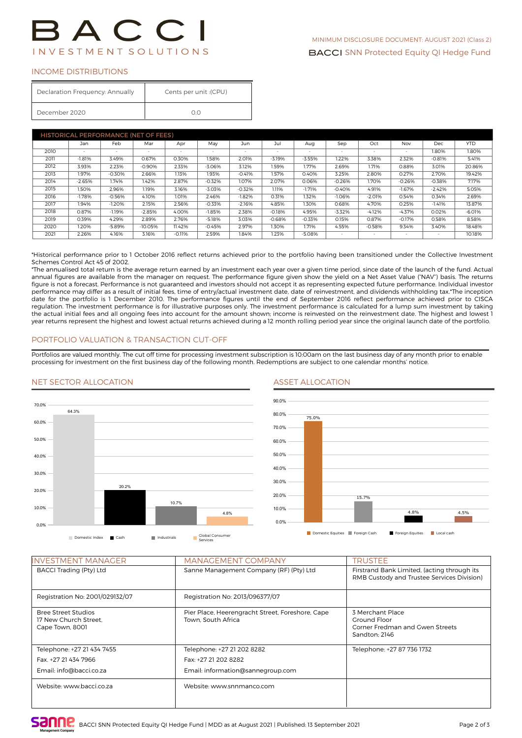## INCOME DISTRIBUTIONS

| Declaration Frequency: Annually | Cents per unit :(CPU) |
|---|---|
| December 2020 | 0.0 |

## HISTORICAL PERFORMANCE (NET OF FEES)

| | Jan | Feb | Mar | Apr | May | Jun | Jul | Aug | Sep | Oct | Nov | Dec | YTD |
|---|---|---|---|---|---|---|---|---|---|---|---|---|---|
| 2010 | - | - | - | - | - | - | - | - | - | - | - | 1.80% | 1.80% |
| 2011 | -1.81% | 3.49% | 0.67% | 0.30% | 1.58% | 2.01% | -3.19% | -3.55% | 1.22% | 3.38% | 2.32% | -0.81% | 5.41% |
| 2012 | 3.93% | 2.23% | -0.90% | 2.33% | -3.06% | 3.12% | 1.59% | 1.77% | 2.69% | 1.71% | 0.88% | 3.01% | 20.86% |
| 2013 | 1.97% | -0.30% | 2.66% | 1.13% | 1.93% | -0.41% | 1.57% | 0.40% | 3.25% | 2.80% | 0.27% | 2.70% | 19.42% |
| 2014 | -2.65% | 1.74% | 1.42% | 2.87% | -0.32% | 1.07% | 2.07% | 0.06% | -0.26% | 1.70% | -0.26% | -0.38% | 7.17% |
| 2015 | 1.50% | 2.96% | 1.19% | 3.16% | -3.03% | -0.32% | 1.11% | -1.71% | -0.40% | 4.91% | -1.67% | -2.42% | 5.05% |
| 2016 | -1.78% | -0.56% | 4.10% | 1.01% | 2.46% | -1.82% | 0.31% | 1.32% | -1.06% | -2.01% | 0.54% | 0.34% | 2.69% |
| 2017 | 1.94% | -1.20% | 2.15% | 2.56% | -0.33% | -2.16% | 4.85% | 1.30% | 0.68% | 4.70% | 0.25% | -1.41% | 13.87% |
| 2018 | 0.87% | -1.19% | -2.85% | 4.00% | -1.85% | 2.38% | -0.18% | 4.95% | -3.32% | -4.12% | -4.37% | 0.02% | -6.01% |
| 2019 | 0.39% | 4.29% | 2.89% | 2.76% | -5.18% | 3.03% | -0.68% | -0.33% | 0.15% | 0.87% | -0.17% | 0.58% | 8.58% |
| 2020 | 1.20% | -5.89% | -10.05% | 11.42% | -0.45% | 2.97% | 1.30% | 1.71% | 4.55% | -0.58% | 9.34% | 3.40% | 18.48% |
| 2021 | 2.26% | 4.16% | 3.16% | -0.11% | 2.59% | 1.84% | 1.23% | -5.08% | - | - | - | - | 10.18% |

*Historical performance prior to 1 October 2016 reflect returns achieved prior to the portfolio having been transitioned under the Collective Investment Schemes Control Act 45 of 2002.

*The annualised total return is the average return earned by an investment each year over a given time period, since date of the launch of the fund. Actual annual figures are available from the manager on request. The performance figure given show the yield on a Net Asset Value ("NAV") basis. The returns figure is not a forecast. Performance is not guaranteed and investors should not accept it as representing expected future performance. Individual investor performance may differ as a result of initial fees, time of entry/actual investment date, date of reinvestment, and dividends withholding tax.*The inception date for the portfolio is 1 December 2010. The performance figures until the end of September 2016 reflect performance achieved prior to CISCA regulation. The investment performance is for illustrative purposes only. The investment performance is calculated for a lump sum investment by taking the actual initial fees and all ongoing fees into account for the amount shown; income is reinvested on the reinvestment date. The highest and lowest 1 year returns represent the highest and lowest actual returns achieved during a 12 month rolling period year since the original launch date of the portfolio.

## PORTFOLIO VALUATION & TRANSACTION CUT-OFF

Portfolios are valued monthly. The cut off time for processing investment subscription is 10:00am on the last business day of any month prior to enable processing for investment on the first business day of the following month. Redemptions are subject to one calendar months' notice.

## NET SECTOR ALLOCATION

| Sector | Allocation |
|---|---|
| Domestic Index | 64.3% |
| Cash | 20.2% |
| Industrials | 10.7% |
| Global Consumer Services | 4.8% |

## ASSET ALLOCATION

| Asset | Allocation |
|---|---|
| Domestic Equities | 75.0% |
| Foreign Cash | 15.7% |
| Foreign Equities | 4.8% |
| Local cash | 4.5% |

| INVESTMENT MANAGER | MANAGEMENT COMPANY | TRUSTEE |
|---|---|---|
| BACCI Trading (Pty) Ltd | Sanne Management Company (RF) (Pty) Ltd | Firstrand Bank Limited, (acting through its RMB Custody and Trustee Services Division) |
| Registration No: 2001/029132/07 | Registration No: 2013/096377/07 | |
| Bree Street Studios<br>17 New Church Street,<br>Cape Town, 8001 | Pier Place, Heerengracht Street, Foreshore, Cape Town, South Africa | 3 Merchant Place<br>Ground Floor<br>Corner Fredman and Gwen Streets<br>Sandton; 2146 |
| Telephone: +27 21 434 7455<br>Fax. +27 21 434 7966<br>Email: info@bacci.co.za | Telephone: +27 21 202 8282<br>Fax: +27 21 202 8282<br>Email: information@sannegroup.com | Telephone: +27 87 736 1732 |
| Website: www.bacci.co.za | Website: www.snnmanco.com | |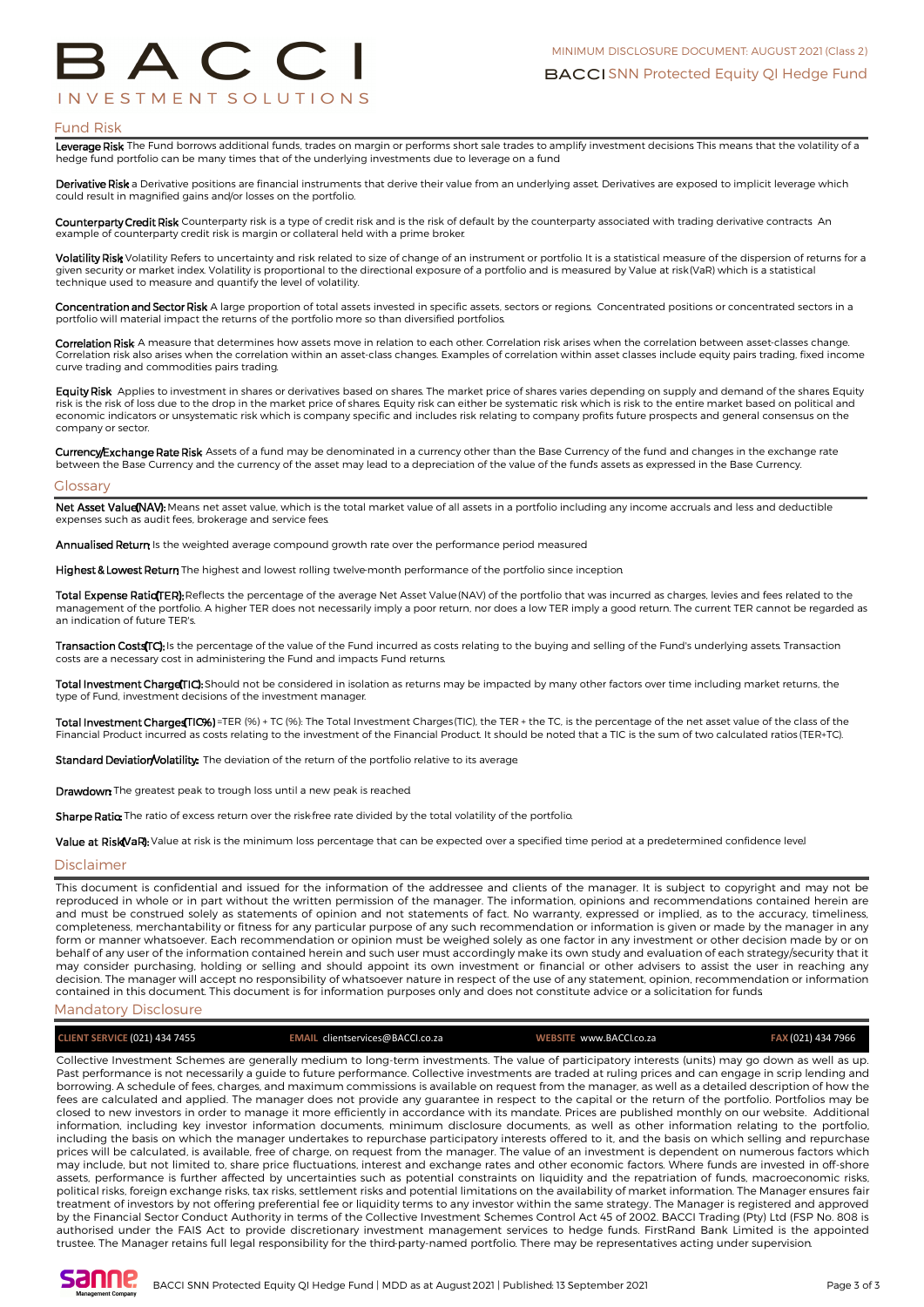## Fund Risk

**Leverage Risk** The Fund borrows additional funds, trades on margin or performs short sale trades to amplify investment decisions This means that the volatility of a hedge fund portfolio can be many times that of the underlying investments due to leverage on a fund

**Derivative Risk** a Derivative positions are financial instruments that derive their value from an underlying asset. Derivatives are exposed to implicit leverage which could result in magnified gains and/or losses on the portfolio.

**Counterparty Credit Risk** Counterparty risk is a type of credit risk and is the risk of default by the counterparty associated with trading derivative contracts An example of counterparty credit risk is margin or collateral held with a prime broker.

**Volatility Risk** Volatility Refers to uncertainty and risk related to size of change of an instrument or portfolio. It is a statistical measure of the dispersion of returns for a given security or market index. Volatility is proportional to the directional exposure of a portfolio and is measured by Value at risk (VaR) which is a statistical technique used to measure and quantify the level of volatility.

**Concentration and Sector Risk** A large proportion of total assets invested in specific assets, sectors or regions. Concentrated positions or concentrated sectors in a portfolio will material impact the returns of the portfolio more so than diversified portfolios.

**Correlation Risk** A measure that determines how assets move in relation to each other. Correlation risk arises when the correlation between asset-classes change. Correlation risk also arises when the correlation within an asset-class changes. Examples of correlation within asset classes include equity pairs trading, fixed income curve trading and commodities pairs trading.

**Equity Risk** Applies to investment in shares or derivatives based on shares. The market price of shares varies depending on supply and demand of the shares Equity risk is the risk of loss due to the drop in the market price of shares. Equity risk can either be systematic risk which is risk to the entire market based on political and economic indicators or unsystematic risk which is company specific and includes risk relating to company profits future prospects and general consensus on the company or sector.

**Currency/Exchange Rate Risk** Assets of a fund may be denominated in a currency other than the Base Currency of the fund and changes in the exchange rate between the Base Currency and the currency of the asset may lead to a depreciation of the value of the funds assets as expressed in the Base Currency.

## Glossary

**Net Asset Value (NAV):** Means net asset value, which is the total market value of all assets in a portfolio including any income accruals and less and deductible expenses such as audit fees, brokerage and service fees.

**Annualised Return:** Is the weighted average compound growth rate over the performance period measured

**Highest & Lowest Return:** The highest and lowest rolling twelve-month performance of the portfolio since inception.

**Total Expense Ratio (TER):** Reflects the percentage of the average Net Asset Value (NAV) of the portfolio that was incurred as charges, levies and fees related to the management of the portfolio. A higher TER does not necessarily imply a poor return, nor does a low TER imply a good return. The current TER cannot be regarded as an indication of future TER's.

**Transaction Costs (TC):** Is the percentage of the value of the Fund incurred as costs relating to the buying and selling of the Fund's underlying assets. Transaction costs are a necessary cost in administering the Fund and impacts Fund returns.

**Total Investment Charge (TIC):** Should not be considered in isolation as returns may be impacted by many other factors over time including market returns, the type of Fund, investment decisions of the investment manager.

**Total Investment Charges (TIC%)** =TER (%) + TC (%): The Total Investment Charges (TIC), the TER + the TC, is the percentage of the net asset value of the class of the Financial Product incurred as costs relating to the investment of the Financial Product. It should be noted that a TIC is the sum of two calculated ratios (TER+TC).

**Standard Deviation/Volatility:** The deviation of the return of the portfolio relative to its average

**Drawdown:** The greatest peak to trough loss until a new peak is reached

**Sharpe Ratio:** The ratio of excess return over the risk-free rate divided by the total volatility of the portfolio.

**Value at Risk (VaR):** Value at risk is the minimum loss percentage that can be expected over a specified time period at a predetermined confidence level

## Disclaimer

This document is confidential and issued for the information of the addressee and clients of the manager. It is subject to copyright and may not be reproduced in whole or in part without the written permission of the manager. The information, opinions and recommendations contained herein are and must be construed solely as statements of opinion and not statements of fact. No warranty, expressed or implied, as to the accuracy, timeliness, completeness, merchantability or fitness for any particular purpose of any such recommendation or information is given or made by the manager in any form or manner whatsoever. Each recommendation or opinion must be weighed solely as one factor in any investment or other decision made by or on behalf of any user of the information contained herein and such user must accordingly make its own study and evaluation of each strategy/security that it may consider purchasing, holding or selling and should appoint its own investment or financial or other advisers to assist the user in reaching any decision. The manager will accept no responsibility of whatsoever nature in respect of the use of any statement, opinion, recommendation or information contained in this document. This document is for information purposes only and does not constitute advice or a solicitation for funds

## Mandatory Disclosure

**CLIENT SERVICE** (021) 434 7455 | **EMAIL** clientservices@BACCI.co.za | **WEBSITE** www.BACCI.co.za | **FAX** (021) 434 7966

Collective Investment Schemes are generally medium to long-term investments. The value of participatory interests (units) may go down as well as up. Past performance is not necessarily a guide to future performance. Collective investments are traded at ruling prices and can engage in scrip lending and borrowing. A schedule of fees, charges, and maximum commissions is available on request from the manager, as well as a detailed description of how the fees are calculated and applied. The manager does not provide any guarantee in respect to the capital or the return of the portfolio. Portfolios may be closed to new investors in order to manage it more efficiently in accordance with its mandate. Prices are published monthly on our website. Additional information, including key investor information documents, minimum disclosure documents, as well as other information relating to the portfolio, including the basis on which the manager undertakes to repurchase participatory interests offered to it, and the basis on which selling and repurchase prices will be calculated, is available, free of charge, on request from the manager. The value of an investment is dependent on numerous factors which may include, but not limited to, share price fluctuations, interest and exchange rates and other economic factors. Where funds are invested in off-shore assets, performance is further affected by uncertainties such as potential constraints on liquidity and the repatriation of funds, macroeconomic risks, political risks, foreign exchange risks, tax risks, settlement risks and potential limitations on the availability of market information. The Manager ensures fair treatment of investors by not offering preferential fee or liquidity terms to any investor within the same strategy. The Manager is registered and approved by the Financial Sector Conduct Authority in terms of the Collective Investment Schemes Control Act 45 of 2002. BACCI Trading (Pty) Ltd (FSP No. 808 is authorised under the FAIS Act to provide discretionary investment management services to hedge funds. FirstRand Bank Limited is the appointed trustee. The Manager retains full legal responsibility for the third-party-named portfolio. There may be representatives acting under supervision.